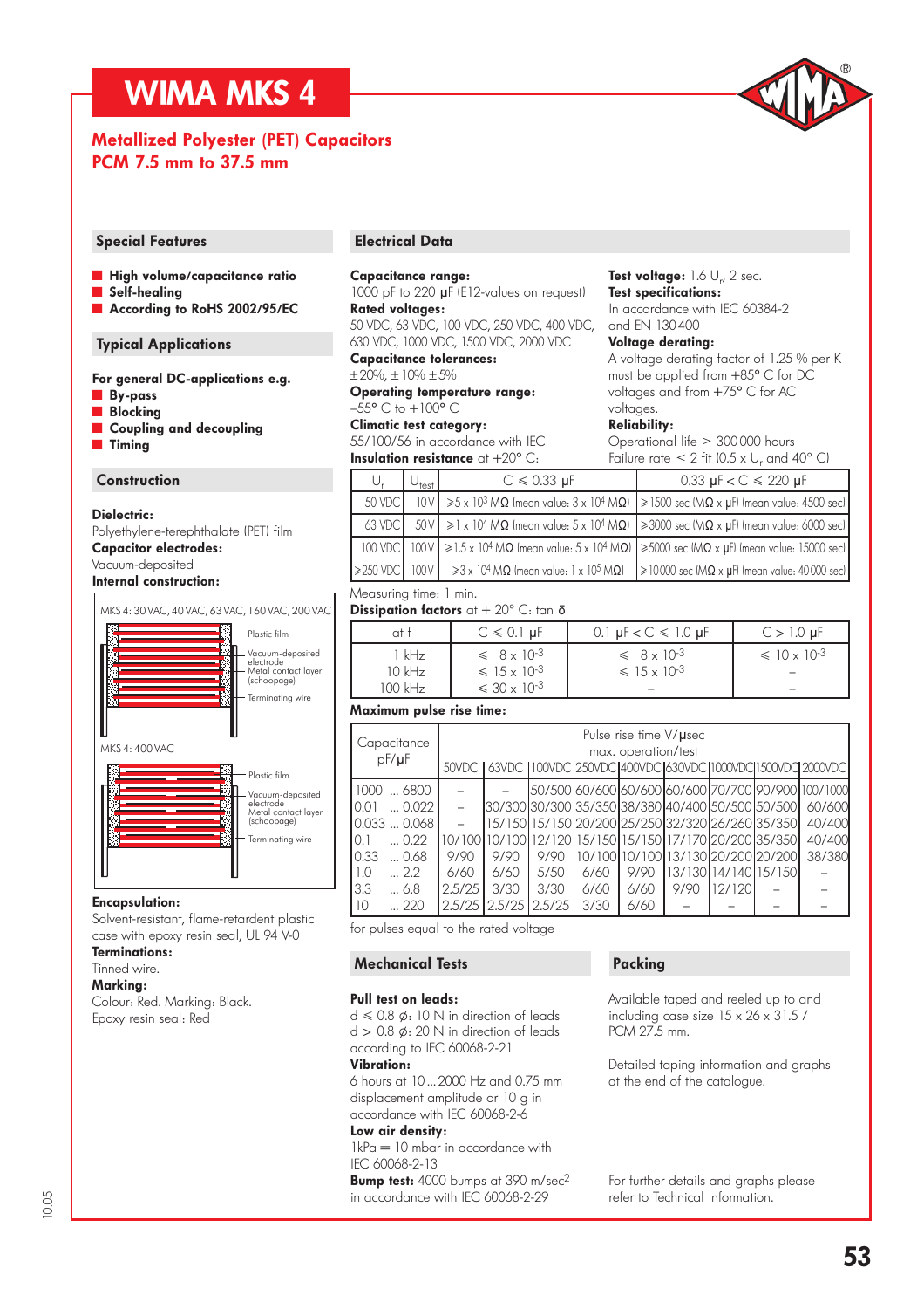# WIMA MKS 4

## Metallized Polyester (PET) Capacitors
## PCM 7.5 mm to 37.5 mm

### Special Features

- **High volume/capacitance ratio**
- **Self-healing**
- **According to RoHS 2002/95/EC**

### Typical Applications

**For general DC-applications e.g.**
- **By-pass**
- **Blocking**
- **Coupling and decoupling**
- **Timing**

### Construction

**Dielectric:**
Polyethylene-terephthalate (PET) film
**Capacitor electrodes:**
Vacuum-deposited
**Internal construction:**

MKS 4: 30 VAC, 40 VAC, 63 VAC, 160 VAC, 200 VAC
- Plastic film
- Vacuum-deposited electrode
- Metal contact layer (schoopage)
- Terminating wire

MKS 4: 400 VAC
- Plastic film
- Vacuum-deposited electrode
- Metal contact layer (schoopage)
- Terminating wire

**Encapsulation:**
Solvent-resistant, flame-retardent plastic case with epoxy resin seal, UL 94 V-0
**Terminations:**
Tinned wire.
**Marking:**
Colour: Red. Marking: Black.
Epoxy resin seal: Red

### Electrical Data

**Capacitance range:**
1000 pF to 220 µF (E12-values on request)
**Rated voltages:**
50 VDC, 63 VDC, 100 VDC, 250 VDC, 400 VDC, 630 VDC, 1000 VDC, 1500 VDC, 2000 VDC
**Capacitance tolerances:**
±20%, ±10% ±5%
**Operating temperature range:**
–55° C to +100° C
**Climatic test category:**
55/100/56 in accordance with IEC
**Insulation resistance** at +20° C:

**Test voltage:** 1.6 $U_r$, 2 sec.
**Test specifications:**
In accordance with IEC 60384-2 and EN 130400
**Voltage derating:**
A voltage derating factor of 1.25 % per K must be applied from +85° C for DC voltages and from +75° C for AC voltages.
**Reliability:**
Operational life > 300 000 hours
Failure rate < 2 fit (0.5 x $U_r$ and 40° C)

| $U_r$ | $U_{test}$ | C ≤ 0.33 µF | 0.33 µF < C ≤ 220 µF |
|---|---|---|---|
| 50 VDC | 10 V | ≥ 5 x $10^3$ MΩ (mean value: 3 x $10^4$ MΩ) | ≥ 1500 sec (MΩ x µF) (mean value: 4500 sec) |
| 63 VDC | 50 V | ≥ 1 x $10^4$ MΩ (mean value: 5 x $10^4$ MΩ) | ≥ 3000 sec (MΩ x µF) (mean value: 6000 sec) |
| 100 VDC | 100 V | ≥ 1.5 x $10^4$ MΩ (mean value: 5 x $10^4$ MΩ) | ≥ 5000 sec (MΩ x µF) (mean value: 15000 sec) |
| ≥ 250 VDC | 100 V | ≥ 3 x $10^4$ MΩ (mean value: 1 x $10^5$ MΩ) | ≥ 10000 sec (MΩ x µF) (mean value: 40000 sec) |

Measuring time: 1 min.

**Dissipation factors** at + 20° C: tan δ

| at f | C ≤ 0.1 µF | 0.1 µF < C ≤ 1.0 µF | C > 1.0 µF |
|---|---|---|---|
| 1 kHz | ≤ 8 x $10^{-3}$ | ≤ 8 x $10^{-3}$ | ≤ 10 x $10^{-3}$ |
| 10 kHz | ≤ 15 x $10^{-3}$ | ≤ 15 x $10^{-3}$ | – |
| 100 kHz | ≤ 30 x $10^{-3}$ | – | – |

**Maximum pulse rise time:**

| Capacitance pF/µF | Pulse rise time V/µsec max. operation/test | | | | | | | | |
|---|---|---|---|---|---|---|---|---|---|
| | 50VDC | 63VDC | 100VDC | 250VDC | 400VDC | 630VDC | 1000VDC | 1500VDC | 2000VDC |
| 1000 ... 6800 | – | – | 50/500 | 60/600 | 60/600 | 60/600 | 70/700 | 90/900 | 100/1000 |
| 0.01 ... 0.022 | – | 30/300 | 30/300 | 35/350 | 38/380 | 40/400 | 50/500 | 50/500 | 60/600 |
| 0.033 ... 0.068 | – | 15/150 | 15/150 | 20/200 | 25/250 | 32/320 | 26/260 | 35/350 | 40/400 |
| 0.1 ... 0.22 | 10/100 | 10/100 | 12/120 | 15/150 | 15/150 | 17/170 | 20/200 | 35/350 | 40/400 |
| 0.33 ... 0.68 | 9/90 | 9/90 | 9/90 | 10/100 | 10/100 | 13/130 | 20/200 | 20/200 | 38/380 |
| 1.0 ... 2.2 | 6/60 | 6/60 | 5/50 | 6/60 | 9/90 | 13/130 | 14/140 | 15/150 | – |
| 3.3 ... 6.8 | 2.5/25 | 3/30 | 3/30 | 6/60 | 6/60 | 9/90 | 12/120 | – | – |
| 10 ... 220 | 2.5/25 | 2.5/25 | 2.5/25 | 3/30 | 6/60 | – | – | – | – |

for pulses equal to the rated voltage

### Mechanical Tests

**Pull test on leads:**
d ≤ 0.8 ø: 10 N in direction of leads
d > 0.8 ø: 20 N in direction of leads
according to IEC 60068-2-21
**Vibration:**
6 hours at 10 ... 2000 Hz and 0.75 mm displacement amplitude or 10 g in accordance with IEC 60068-2-6
**Low air density:**
1kPa = 10 mbar in accordance with IEC 60068-2-13
**Bump test:** 4000 bumps at 390 m/sec$^2$ in accordance with IEC 60068-2-29

### Packing

Available taped and reeled up to and including case size 15 x 26 x 31.5 / PCM 27.5 mm.

Detailed taping information and graphs at the end of the catalogue.

For further details and graphs please refer to Technical Information.

10.05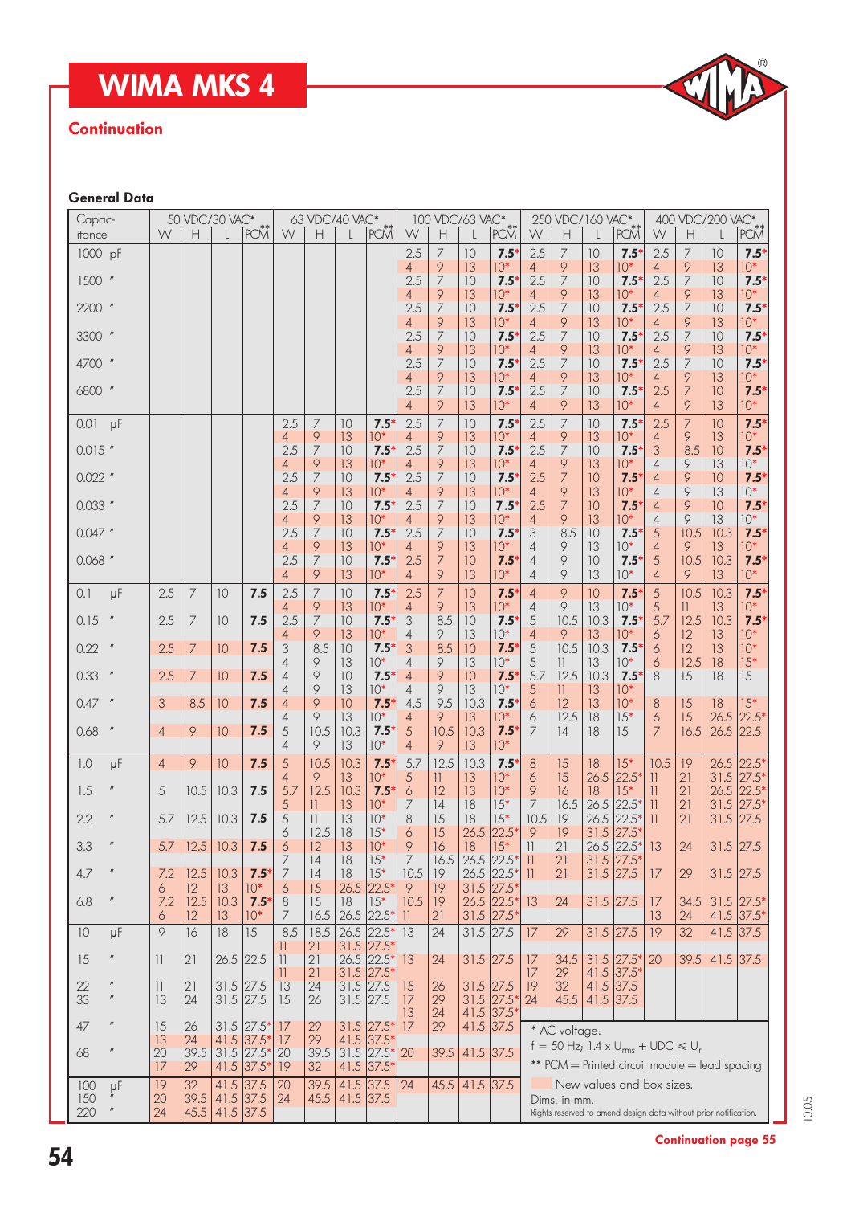# WIMA MKS 4

## Continuation

### General Data

| Capacitance | 50 VDC/30 VAC* | | | | 63 VDC/40 VAC* | | | | 100 VDC/63 VAC* | | | | 250 VDC/160 VAC* | | | | 400 VDC/200 VAC* | | | |
|---|---|---|---|---|---|---|---|---|---|---|---|---|---|---|---|---|---|---|---|---|
| | W | H | L | PCM** | W | H | L | PCM** | W | H | L | PCM** | W | H | L | PCM** | W | H | L | PCM** |
| 1000 pF | | | | | | | | | 2.5 | 7 | 10 | 7.5* | 2.5 | 7 | 10 | 7.5* | 2.5 | 7 | 10 | 7.5* |
| | | | | | | | | | 4 | 9 | 13 | 10* | 4 | 9 | 13 | 10* | 4 | 9 | 13 | 10* |
| 1500 " | | | | | | | | | 2.5 | 7 | 10 | 7.5* | 2.5 | 7 | 10 | 7.5* | 2.5 | 7 | 10 | 7.5* |
| | | | | | | | | | 4 | 9 | 13 | 10* | 4 | 9 | 13 | 10* | 4 | 9 | 13 | 10* |
| 2200 " | | | | | | | | | 2.5 | 7 | 10 | 7.5* | 2.5 | 7 | 10 | 7.5* | 2.5 | 7 | 10 | 7.5* |
| | | | | | | | | | 4 | 9 | 13 | 10* | 4 | 9 | 13 | 10* | 4 | 9 | 13 | 10* |
| 3300 " | | | | | | | | | 2.5 | 7 | 10 | 7.5* | 2.5 | 7 | 10 | 7.5* | 2.5 | 7 | 10 | 7.5* |
| | | | | | | | | | 4 | 9 | 13 | 10* | 4 | 9 | 13 | 10* | 4 | 9 | 13 | 10* |
| 4700 " | | | | | | | | | 2.5 | 7 | 10 | 7.5* | 2.5 | 7 | 10 | 7.5* | 2.5 | 7 | 10 | 7.5* |
| | | | | | | | | | 4 | 9 | 13 | 10* | 4 | 9 | 13 | 10* | 4 | 9 | 13 | 10* |
| 6800 " | | | | | | | | | 2.5 | 7 | 10 | 7.5* | 2.5 | 7 | 10 | 7.5* | 2.5 | 7 | 10 | 7.5* |
| | | | | | | | | | 4 | 9 | 13 | 10* | 4 | 9 | 13 | 10* | 4 | 9 | 13 | 10* |
| 0.01 µF | | | | | 2.5 | 7 | 10 | 7.5* | 2.5 | 7 | 10 | 7.5* | 2.5 | 7 | 10 | 7.5* | 2.5 | 7 | 10 | 7.5* |
| | | | | | 4 | 9 | 13 | 10* | 4 | 9 | 13 | 10* | 4 | 9 | 13 | 10* | 4 | 9 | 13 | 10* |
| 0.015 " | | | | | 2.5 | 7 | 10 | 7.5* | 2.5 | 7 | 10 | 7.5* | 2.5 | 7 | 10 | 7.5* | 3 | 8.5 | 10 | 7.5* |
| | | | | | 4 | 9 | 13 | 10* | 4 | 9 | 13 | 10* | 4 | 9 | 13 | 10* | 4 | 9 | 13 | 10* |
| 0.022 " | | | | | 2.5 | 7 | 10 | 7.5* | 2.5 | 7 | 10 | 7.5* | 2.5 | 7 | 10 | 7.5* | 4 | 9 | 10 | 7.5* |
| | | | | | 4 | 9 | 13 | 10* | 4 | 9 | 13 | 10* | 4 | 9 | 13 | 10* | 4 | 9 | 13 | 10* |
| 0.033 " | | | | | 2.5 | 7 | 10 | 7.5* | 2.5 | 7 | 10 | 7.5* | 2.5 | 7 | 10 | 7.5* | 4 | 9 | 10 | 7.5* |
| | | | | | 4 | 9 | 13 | 10* | 4 | 9 | 13 | 10* | 4 | 9 | 13 | 10* | 4 | 9 | 13 | 10* |
| 0.047 " | | | | | 2.5 | 7 | 10 | 7.5* | 2.5 | 7 | 10 | 7.5* | 3 | 8.5 | 10 | 7.5* | 5 | 10.5 | 10.3 | 7.5* |
| | | | | | 4 | 9 | 13 | 10* | 4 | 9 | 13 | 10* | 4 | 9 | 13 | 10* | 4 | 9 | 13 | 10* |
| 0.068 " | | | | | 2.5 | 7 | 10 | 7.5* | 2.5 | 7 | 10 | 7.5* | 4 | 9 | 10 | 7.5* | 5 | 10.5 | 10.3 | 7.5* |
| | | | | | 4 | 9 | 13 | 10* | 4 | 9 | 13 | 10* | 4 | 9 | 13 | 10* | 4 | 9 | 13 | 10* |
| 0.1 µF | 2.5 | 7 | 10 | 7.5 | 2.5 | 7 | 10 | 7.5* | 2.5 | 7 | 10 | 7.5* | 4 | 9 | 10 | 7.5* | 5 | 10.5 | 10.3 | 7.5* |
| | | | | | 4 | 9 | 13 | 10* | 4 | 9 | 13 | 10* | 4 | 9 | 13 | 10* | 5 | 11 | 13 | 10* |
| 0.15 " | 2.5 | 7 | 10 | 7.5 | 2.5 | 7 | 10 | 7.5* | 3 | 8.5 | 10 | 7.5* | 5 | 10.5 | 10.3 | 7.5* | 5.7 | 12.5 | 10.3 | 7.5* |
| | | | | | 4 | 9 | 13 | 10* | 4 | 9 | 13 | 10* | 4 | 9 | 13 | 10* | 6 | 12 | 13 | 10* |
| 0.22 " | 2.5 | 7 | 10 | 7.5 | 3 | 8.5 | 10 | 7.5* | 3 | 8.5 | 10 | 7.5* | 5 | 10.5 | 10.3 | 7.5* | 6 | 12 | 13 | 10* |
| | | | | | 4 | 9 | 13 | 10* | 4 | 9 | 13 | 10* | 5 | 11 | 13 | 10* | 6 | 12.5 | 18 | 15* |
| 0.33 " | 2.5 | 7 | 10 | 7.5 | 4 | 9 | 10 | 7.5* | 4 | 9 | 10 | 7.5* | 5.7 | 12.5 | 10.3 | 7.5* | 8 | 15 | 18 | 15 |
| | | | | | 4 | 9 | 13 | 10* | 4 | 9 | 13 | 10* | 5 | 11 | 13 | 10* | | | | |
| 0.47 " | 3 | 8.5 | 10 | 7.5 | 4 | 9 | 10 | 7.5* | 4.5 | 9.5 | 10.3 | 7.5* | 6 | 12 | 13 | 10* | 8 | 15 | 18 | 15* |
| | | | | | 4 | 9 | 13 | 10* | 4 | 9 | 13 | 10* | 6 | 12.5 | 18 | 15* | 6 | 15 | 26.5 | 22.5* |
| 0.68 " | 4 | 9 | 10 | 7.5 | 5 | 10.5 | 10.3 | 7.5* | 5 | 10.5 | 10.3 | 7.5* | 7 | 14 | 18 | 15 | 7 | 16.5 | 26.5 | 22.5 |
| | | | | | 4 | 9 | 13 | 10* | 4 | 9 | 13 | 10* | | | | | | | | |
| 1.0 µF | 4 | 9 | 10 | 7.5 | 5 | 10.5 | 10.3 | 7.5* | 5.7 | 12.5 | 10.3 | 7.5* | 8 | 15 | 18 | 15* | 10.5 | 19 | 26.5 | 22.5* |
| | | | | | 4 | 9 | 13 | 10* | 5 | 11 | 13 | 10* | 6 | 15 | 26.5 | 22.5* | 11 | 21 | 31.5 | 27.5* |
| 1.5 " | 5 | 10.5 | 10.3 | 7.5 | 5.7 | 12.5 | 10.3 | 7.5* | 6 | 12 | 13 | 10* | 9 | 16 | 18 | 15* | 11 | 21 | 26.5 | 22.5* |
| | | | | | 5 | 11 | 13 | 10* | 7 | 14 | 18 | 15* | 7 | 16.5 | 26.5 | 22.5* | 11 | 21 | 31.5 | 27.5* |
| 2.2 " | 5.7 | 12.5 | 10.3 | 7.5 | 5 | 11 | 13 | 10* | 8 | 15 | 18 | 15* | 10.5 | 19 | 26.5 | 22.5* | 11 | 21 | 31.5 | 27.5 |
| | | | | | 6 | 12.5 | 18 | 15* | 6 | 15 | 26.5 | 22.5* | 9 | 19 | 31.5 | 27.5* | | | | |
| 3.3 " | 5.7 | 12.5 | 10.3 | 7.5 | 6 | 12 | 13 | 10* | 9 | 16 | 18 | 15* | 11 | 21 | 26.5 | 22.5* | 13 | 24 | 31.5 | 27.5 |
| | | | | | 7 | 14 | 18 | 15* | 7 | 16.5 | 26.5 | 22.5* | 11 | 21 | 31.5 | 27.5* | | | | |
| 4.7 " | 7.2 | 12.5 | 10.3 | 7.5* | 7 | 14 | 18 | 15* | 10.5 | 19 | 26.5 | 22.5* | 11 | 21 | 31.5 | 27.5 | 17 | 29 | 31.5 | 27.5 |
| | 6 | 12 | 13 | 10* | 6 | 15 | 26.5 | 22.5* | 9 | 19 | 31.5 | 27.5* | | | | | | | | |
| 6.8 " | 7.2 | 12.5 | 10.3 | 7.5* | 8 | 15 | 18 | 15* | 10.5 | 19 | 26.5 | 22.5* | 13 | 24 | 31.5 | 27.5 | 17 | 34.5 | 31.5 | 27.5* |
| | 6 | 12 | 13 | 10* | 7 | 16.5 | 26.5 | 22.5* | 11 | 21 | 31.5 | 27.5* | | | | | 13 | 24 | 41.5 | 37.5* |
| 10 µF | 9 | 16 | 18 | 15 | 8.5 | 18.5 | 26.5 | 22.5* | 13 | 24 | 31.5 | 27.5 | 17 | 29 | 31.5 | 27.5 | 19 | 32 | 41.5 | 37.5 |
| | | | | | 11 | 21 | 31.5 | 27.5* | | | | | | | | | | | | |
| 15 " | 11 | 21 | 26.5 | 22.5 | 11 | 21 | 26.5 | 22.5* | 13 | 24 | 31.5 | 27.5 | 17 | 34.5 | 31.5 | 27.5* | 20 | 39.5 | 41.5 | 37.5 |
| | | | | | 11 | 21 | 31.5 | 27.5* | | | | | 17 | 29 | 41.5 | 37.5* | | | | |
| 22 " | 11 | 21 | 31.5 | 27.5 | 13 | 24 | 31.5 | 27.5 | 15 | 26 | 31.5 | 27.5 | 19 | 32 | 41.5 | 37.5 | | | | |
| 33 " | 13 | 24 | 31.5 | 27.5 | 15 | 26 | 31.5 | 27.5 | 17 | 29 | 31.5 | 27.5* | 24 | 45.5 | 41.5 | 37.5 | | | | |
| | | | | | | | | | 13 | 24 | 41.5 | 37.5* | | | | | | | | |
| 47 " | 15 | 26 | 31.5 | 27.5* | 17 | 29 | 31.5 | 27.5* | 17 | 29 | 41.5 | 37.5 | | | | | | | | |
| | 13 | 24 | 41.5 | 37.5* | 17 | 29 | 41.5 | 37.5* | | | | | | | | | | | | |
| 68 " | 20 | 39.5 | 31.5 | 27.5* | 20 | 39.5 | 31.5 | 27.5* | 20 | 39.5 | 41.5 | 37.5 | | | | | | | | |
| | 17 | 29 | 41.5 | 37.5* | 19 | 32 | 41.5 | 37.5* | | | | | | | | | | | | |
| 100 µF | 19 | 32 | 41.5 | 37.5 | 20 | 39.5 | 41.5 | 37.5 | 24 | 45.5 | 41.5 | 37.5 | | | | | | | | |
| 150 " | 20 | 39.5 | 41.5 | 37.5 | 24 | 45.5 | 41.5 | 37.5 | | | | | | | | | | | | |
| 220 " | 24 | 45.5 | 41.5 | 37.5 | | | | | | | | | | | | | | | | |

\* AC voltage:
f = 50 Hz; 1.4 x $U_{rms}$ + UDC ≤ $U_r$

** PCM = Printed circuit module = lead spacing

New values and box sizes.

Dims. in mm.

Rights reserved to amend design data without prior notification.

Continuation page 55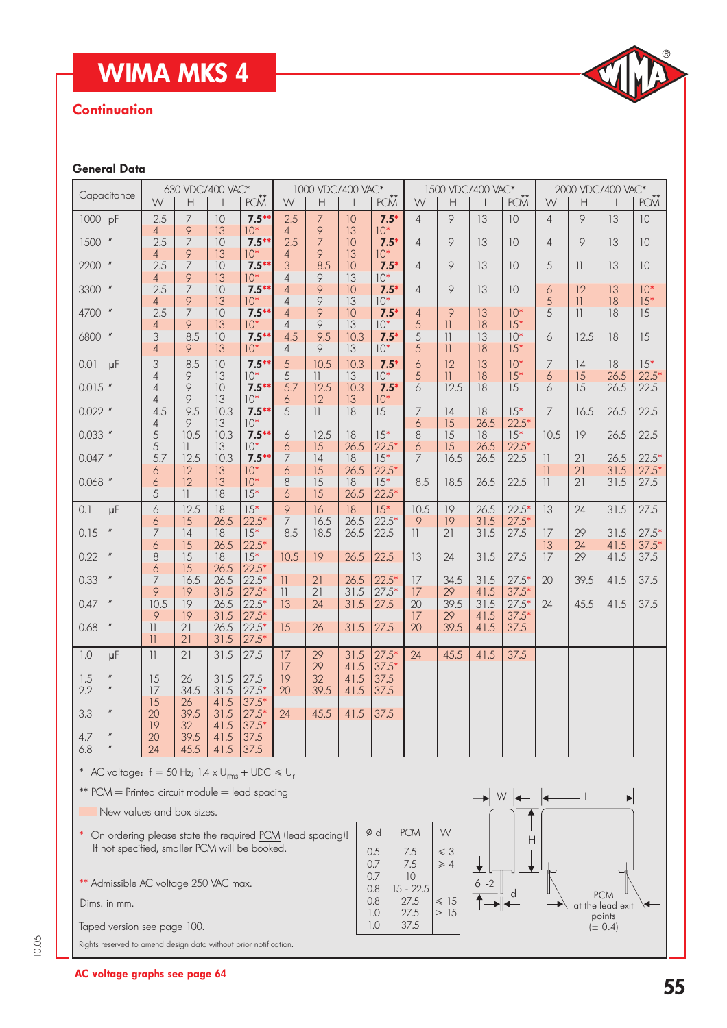# WIMA MKS 4

## Continuation

### General Data

| Capacitance | 630 VDC/400 VAC* W | H | L | PCM** | 1000 VDC/400 VAC* W | H | L | PCM** | 1500 VDC/400 VAC* W | H | L | PCM** | 2000 VDC/400 VAC* W | H | L | PCM** |
|---|---|---|---|---|---|---|---|---|---|---|---|---|---|---|---|---|
| 1000 pF | 2.5 | 7 | 10 | 7.5** | 2.5 | 7 | 10 | 7.5* | 4 | 9 | 13 | 10 | 4 | 9 | 13 | 10 |
| | 4 | 9 | 13 | 10* | 4 | 9 | 13 | 10* | | | | | | | | |
| 1500 " | 2.5 | 7 | 10 | 7.5** | 2.5 | 7 | 10 | 7.5* | 4 | 9 | 13 | 10 | 4 | 9 | 13 | 10 |
| | 4 | 9 | 13 | 10* | 4 | 9 | 13 | 10* | | | | | | | | |
| 2200 " | 2.5 | 7 | 10 | 7.5** | 3 | 8.5 | 10 | 7.5* | 4 | 9 | 13 | 10 | 5 | 11 | 13 | 10 |
| | 4 | 9 | 13 | 10* | 4 | 9 | 13 | 10* | | | | | | | | |
| 3300 " | 2.5 | 7 | 10 | 7.5** | 4 | 9 | 10 | 7.5* | 4 | 9 | 13 | 10 | 6 | 12 | 13 | 10* |
| | 4 | 9 | 13 | 10* | 4 | 9 | 13 | 10* | | | | | 5 | 11 | 18 | 15* |
| 4700 " | 2.5 | 7 | 10 | 7.5** | 4 | 9 | 10 | 7.5* | 4 | 9 | 13 | 10* | 5 | 11 | 18 | 15 |
| | 4 | 9 | 13 | 10* | 4 | 9 | 13 | 10* | 5 | 11 | 18 | 15* | | | | |
| 6800 " | 3 | 8.5 | 10 | 7.5** | 4.5 | 9.5 | 10.3 | 7.5* | 5 | 11 | 13 | 10* | 6 | 12.5 | 18 | 15 |
| | 4 | 9 | 13 | 10* | 4 | 9 | 13 | 10* | 5 | 11 | 18 | 15* | | | | |
| 0.01 µF | 3 | 8.5 | 10 | 7.5** | 5 | 10.5 | 10.3 | 7.5* | 6 | 12 | 13 | 10* | 7 | 14 | 18 | 15* |
| | 4 | 9 | 13 | 10* | 5 | 11 | 13 | 10* | 5 | 11 | 18 | 15* | 6 | 15 | 26.5 | 22.5* |
| 0.015 " | 4 | 9 | 10 | 7.5** | 5.7 | 12.5 | 10.3 | 7.5* | 6 | 12.5 | 18 | 15 | 6 | 15 | 26.5 | 22.5 |
| | 4 | 9 | 13 | 10* | 6 | 12 | 13 | 10* | | | | | | | | |
| 0.022 " | 4.5 | 9.5 | 10.3 | 7.5** | 5 | 11 | 18 | 15 | 7 | 14 | 18 | 15* | 7 | 16.5 | 26.5 | 22.5 |
| | 4 | 9 | 13 | 10* | | | | | 6 | 15 | 26.5 | 22.5* | | | | |
| 0.033 " | 5 | 10.5 | 10.3 | 7.5** | 6 | 12.5 | 18 | 15* | 8 | 15 | 18 | 15* | 10.5 | 19 | 26.5 | 22.5 |
| | 5 | 11 | 13 | 10* | 6 | 15 | 26.5 | 22.5* | 6 | 15 | 26.5 | 22.5* | | | | |
| 0.047 " | 5.7 | 12.5 | 10.3 | 7.5** | 7 | 14 | 18 | 15* | 7 | 16.5 | 26.5 | 22.5 | 11 | 21 | 26.5 | 22.5* |
| | 6 | 12 | 13 | 10* | 6 | 15 | 26.5 | 22.5* | | | | | 11 | 21 | 31.5 | 27.5* |
| 0.068 " | 6 | 12 | 13 | 10* | 8 | 15 | 18 | 15* | 8.5 | 18.5 | 26.5 | 22.5 | 11 | 21 | 31.5 | 27.5 |
| | 5 | 11 | 18 | 15* | 6 | 15 | 26.5 | 22.5* | | | | | | | | |
| 0.1 µF | 6 | 12.5 | 18 | 15* | 9 | 16 | 18 | 15* | 10.5 | 19 | 26.5 | 22.5* | 13 | 24 | 31.5 | 27.5 |
| | 6 | 15 | 26.5 | 22.5* | 7 | 16.5 | 26.5 | 22.5* | 9 | 19 | 31.5 | 27.5* | | | | |
| 0.15 " | 7 | 14 | 18 | 15* | 8.5 | 18.5 | 26.5 | 22.5 | 11 | 21 | 31.5 | 27.5 | 17 | 29 | 31.5 | 27.5* |
| | 6 | 15 | 26.5 | 22.5* | | | | | | | | | 13 | 24 | 41.5 | 37.5* |
| 0.22 " | 8 | 15 | 18 | 15* | 10.5 | 19 | 26.5 | 22.5 | 13 | 24 | 31.5 | 27.5 | 17 | 29 | 41.5 | 37.5 |
| | 6 | 15 | 26.5 | 22.5* | | | | | | | | | | | | |
| 0.33 " | 7 | 16.5 | 26.5 | 22.5* | 11 | 21 | 26.5 | 22.5* | 17 | 34.5 | 31.5 | 27.5* | 20 | 39.5 | 41.5 | 37.5 |
| | 9 | 19 | 31.5 | 27.5* | 11 | 21 | 31.5 | 27.5* | 17 | 29 | 41.5 | 37.5* | | | | |
| 0.47 " | 10.5 | 19 | 26.5 | 22.5* | 13 | 24 | 31.5 | 27.5 | 20 | 39.5 | 31.5 | 27.5* | 24 | 45.5 | 41.5 | 37.5 |
| | 9 | 19 | 31.5 | 27.5* | | | | | 17 | 29 | 41.5 | 37.5* | | | | |
| 0.68 " | 11 | 21 | 26.5 | 22.5* | 15 | 26 | 31.5 | 27.5 | 20 | 39.5 | 41.5 | 37.5 | | | | |
| | 11 | 21 | 31.5 | 27.5* | | | | | | | | | | | | |
| 1.0 µF | 11 | 21 | 31.5 | 27.5 | 17 | 29 | 31.5 | 27.5* | 24 | 45.5 | 41.5 | 37.5 | | | | |
| | | | | | 17 | 29 | 41.5 | 37.5* | | | | | | | | |
| 1.5 " | 15 | 26 | 31.5 | 27.5 | 19 | 32 | 41.5 | 37.5 | | | | | | | | |
| 2.2 " | 17 | 34.5 | 31.5 | 27.5* | 20 | 39.5 | 41.5 | 37.5 | | | | | | | | |
| | 15 | 26 | 41.5 | 37.5* | | | | | | | | | | | | |
| 3.3 " | 20 | 39.5 | 31.5 | 27.5* | 24 | 45.5 | 41.5 | 37.5 | | | | | | | | |
| | 19 | 32 | 41.5 | 37.5* | | | | | | | | | | | | |
| 4.7 " | 20 | 39.5 | 41.5 | 37.5 | | | | | | | | | | | | |
| 6.8 " | 24 | 45.5 | 41.5 | 37.5 | | | | | | | | | | | | |

\* AC voltage: f = 50 Hz; 1.4 x $U_{rms}$ + UDC ≤ $U_r$

** PCM = Printed circuit module = lead spacing

New values and box sizes.

\* On ordering please state the required PCM (lead spacing)! If not specified, smaller PCM will be booked.

** Admissible AC voltage 250 VAC max.

Dims. in mm.

Taped version see page 100.

| Ø d | PCM | W |
|---|---|---|
| 0.5 | 7.5 | ≤ 3 |
| 0.7 | 7.5 | ≥ 4 |
| 0.7 | 10 | |
| 0.8 | 15 - 22.5 | |
| 0.8 | 27.5 | ≤ 15 |
| 1.0 | 27.5 | > 15 |
| 1.0 | 37.5 | |

W, L, H, 6 -2, d, PCM at the lead exit points (± 0.4)

Rights reserved to amend design data without prior notification.

AC voltage graphs see page 64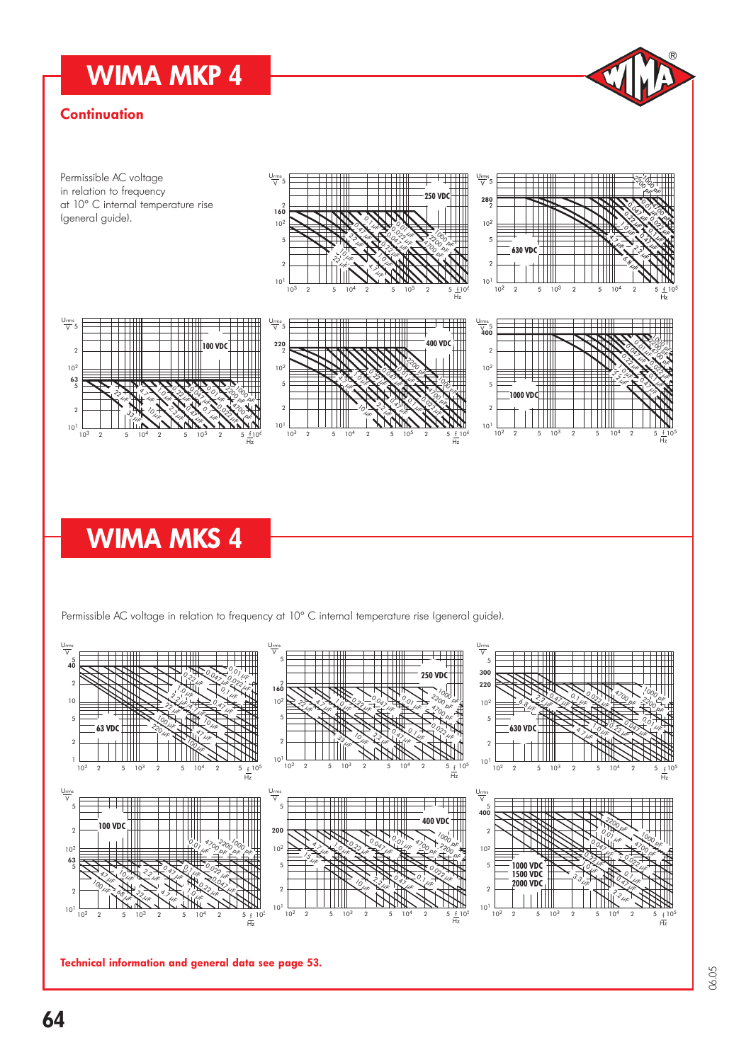# WIMA MKP 4

## Continuation

Permissible AC voltage in relation to frequency at 10° C internal temperature rise (general guide).

# WIMA MKS 4

Permissible AC voltage in relation to frequency at 10° C internal temperature rise (general guide).

**Technical information and general data see page 53.**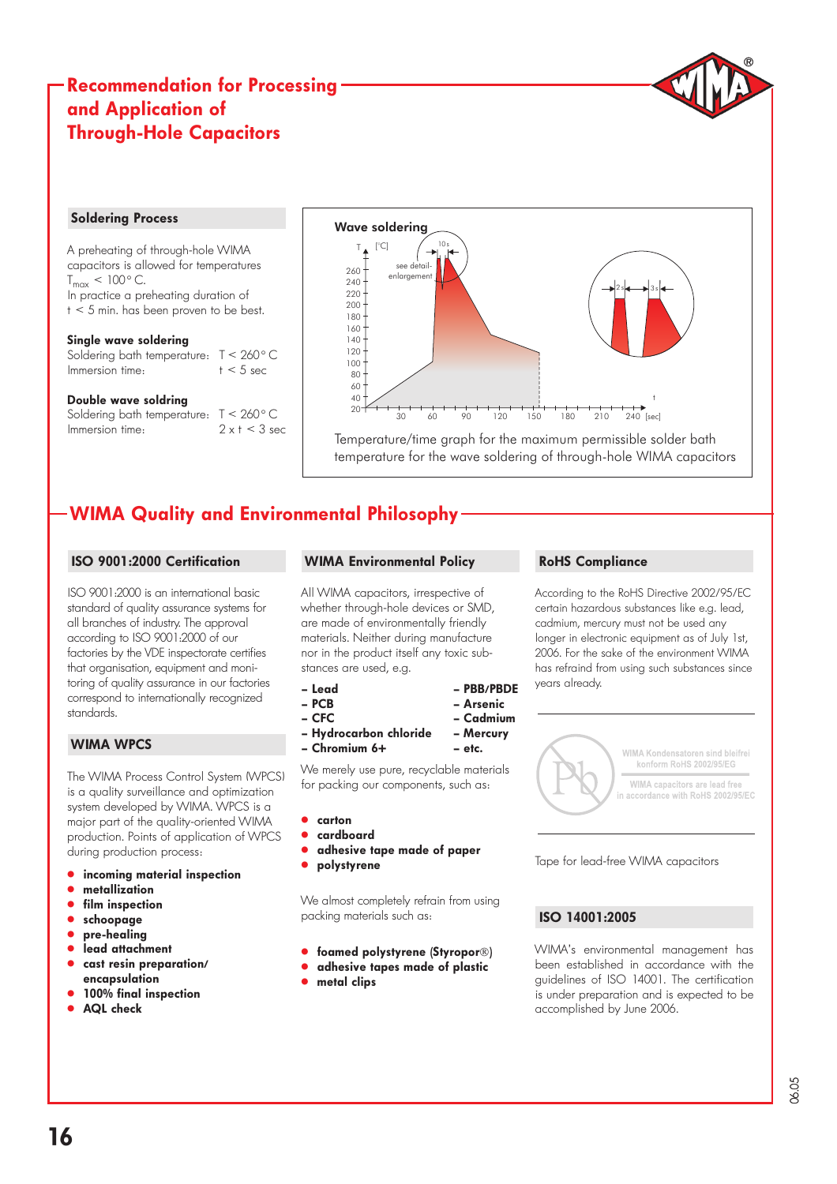# Recommendation for Processing and Application of Through-Hole Capacitors

### Soldering Process

A preheating of through-hole WIMA capacitors is allowed for temperatures $T_{max} < 100°$ C.
In practice a preheating duration of t < 5 min. has been proven to be best.

**Single wave soldering**
Soldering bath temperature: T < 260° C
Immersion time: t < 5 sec

**Double wave soldring**
Soldering bath temperature: T < 260° C
Immersion time: 2 x t < 3 sec

**Wave soldering**

Temperature/time graph for the maximum permissible solder bath temperature for the wave soldering of through-hole WIMA capacitors

## WIMA Quality and Environmental Philosophy

### ISO 9001:2000 Certification

ISO 9001:2000 is an international basic standard of quality assurance systems for all branches of industry. The approval according to ISO 9001:2000 of our factories by the VDE inspectorate certifies that organisation, equipment and monitoring of quality assurance in our factories correspond to internationally recognized standards.

### WIMA WPCS

The WIMA Process Control System (WPCS) is a quality surveillance and optimization system developed by WIMA. WPCS is a major part of the quality-oriented WIMA production. Points of application of WPCS during production process:

- **incoming material inspection**
- **metallization**
- **film inspection**
- **schoopage**
- **pre-healing**
- **lead attachment**
- **cast resin preparation/ encapsulation**
- **100% final inspection**
- **AQL check**

### WIMA Environmental Policy

All WIMA capacitors, irrespective of whether through-hole devices or SMD, are made of environmentally friendly materials. Neither during manufacture nor in the product itself any toxic substances are used, e.g.

- **Lead**
- **PCB**
- **CFC**
- **Hydrocarbon chloride**
- **Chromium 6+**
- **PBB/PBDE**
- **Arsenic**
- **Cadmium**
- **Mercury**
- **etc.**

We merely use pure, recyclable materials for packing our components, such as:

- **carton**
- **cardboard**
- **adhesive tape made of paper**
- **polystyrene**

We almost completely refrain from using packing materials such as:

- **foamed polystyrene (Styropor®)**
- **adhesive tapes made of plastic**
- **metal clips**

### RoHS Compliance

According to the RoHS Directive 2002/95/EC certain hazardous substances like e.g. lead, cadmium, mercury must not be used any longer in electronic equipment as of July 1st, 2006. For the sake of the environment WIMA has refrained from using such substances since years already.

WIMA Kondensatoren sind bleifrei konform RoHS 2002/95/EG
WIMA capacitors are lead free in accordance with RoHS 2002/95/EC

Tape for lead-free WIMA capacitors

### ISO 14001:2005

WIMA's environmental management has been established in accordance with the guidelines of ISO 14001. The certification is under preparation and is expected to be accomplished by June 2006.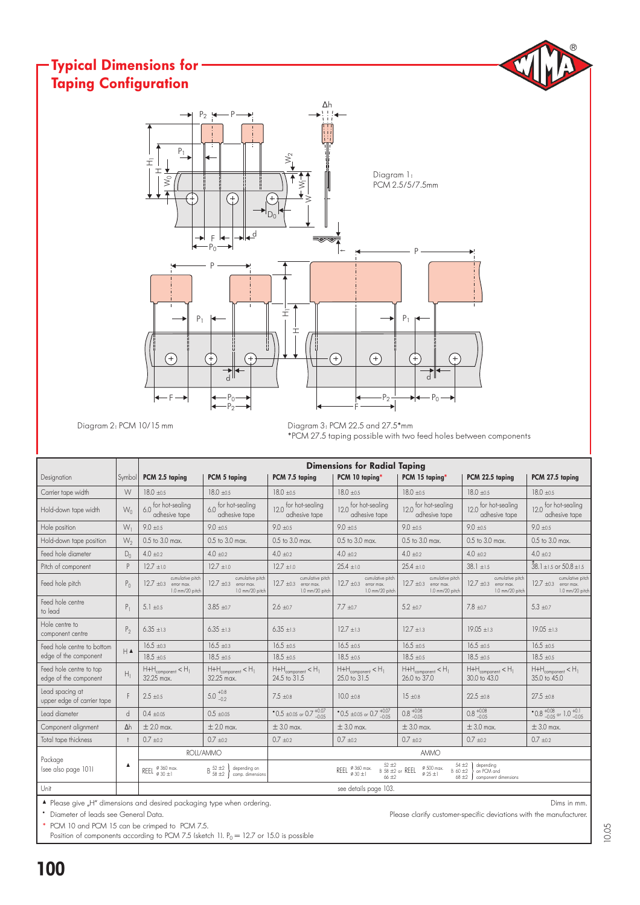# Typical Dimensions for Taping Configuration

Diagram 1: PCM 2.5/5/7.5mm

Diagram 2: PCM 10/15 mm

Diagram 3: PCM 22.5 and 27.5*mm
*PCM 27.5 taping possible with two feed holes between components

| Designation | Symbol | Dimensions for Radial Taping | | | | | | |
|---|---|---|---|---|---|---|---|---|
| | | PCM 2.5 taping | PCM 5 taping | PCM 7.5 taping | PCM 10 taping* | PCM 15 taping* | PCM 22.5 taping | PCM 27.5 taping |
| Carrier tape width | W | 18.0 ±0.5 | 18.0 ±0.5 | 18.0 ±0.5 | 18.0 ±0.5 | 18.0 ±0.5 | 18.0 ±0.5 | 18.0 ±0.5 |
| Hold-down tape width | $W_0$ | 6.0 for hot-sealing adhesive tape | 6.0 for hot-sealing adhesive tape | 12.0 for hot-sealing adhesive tape | 12.0 for hot-sealing adhesive tape | 12.0 for hot-sealing adhesive tape | 12.0 for hot-sealing adhesive tape | 12.0 for hot-sealing adhesive tape |
| Hole position | $W_1$ | 9.0 ±0.5 | 9.0 ±0.5 | 9.0 ±0.5 | 9.0 ±0.5 | 9.0 ±0.5 | 9.0 ±0.5 | 9.0 ±0.5 |
| Hold-down tape position | $W_2$ | 0.5 to 3.0 max. | 0.5 to 3.0 max. | 0.5 to 3.0 max. | 0.5 to 3.0 max. | 0.5 to 3.0 max. | 0.5 to 3.0 max. | 0.5 to 3.0 max. |
| Feed hole diameter | $D_0$ | 4.0 ±0.2 | 4.0 ±0.2 | 4.0 ±0.2 | 4.0 ±0.2 | 4.0 ±0.2 | 4.0 ±0.2 | 4.0 ±0.2 |
| Pitch of component | P | 12.7 ±1.0 | 12.7 ±1.0 | 12.7 ±1.0 | 25.4 ±1.0 | 25.4 ±1.0 | 38.1 ±1.5 | *38.1 ±1.5 or 50.8 ±1.5 |
| Feed hole pitch | $P_0$ | 12.7 ±0.3 cumulative pitch error max. 1.0 mm/20 pitch | 12.7 ±0.3 cumulative pitch error max. 1.0 mm/20 pitch | 12.7 ±0.3 cumulative pitch error max. 1.0 mm/20 pitch | 12.7 ±0.3 cumulative pitch error max. 1.0 mm/20 pitch | 12.7 ±0.3 cumulative pitch error max. 1.0 mm/20 pitch | 12.7 ±0.3 cumulative pitch error max. 1.0 mm/20 pitch | 12.7 ±0.3 cumulative pitch error max. 1.0 mm/20 pitch |
| Feed hole centre to lead | $P_1$ | 5.1 ±0.5 | 3.85 ±0.7 | 2.6 ±0.7 | 7.7 ±0.7 | 5.2 ±0.7 | 7.8 ±0.7 | 5.3 ±0.7 |
| Hole centre to component centre | $P_2$ | 6.35 ±1.3 | 6.35 ±1.3 | 6.35 ±1.3 | 12.7 ±1.3 | 12.7 ±1.3 | 19.05 ±1.3 | 19.05 ±1.3 |
| Feed hole centre to bottom edge of the component | H ▲ | 16.5 ±0.3 / 18.5 ±0.5 | 16.5 ±0.3 / 18.5 ±0.5 | 16.5 ±0.5 / 18.5 ±0.5 | 16.5 ±0.5 / 18.5 ±0.5 | 16.5 ±0.5 / 18.5 ±0.5 | 16.5 ±0.5 / 18.5 ±0.5 | 16.5 ±0.5 / 18.5 ±0.5 |
| Feed hole centre to top edge of the component | $H_1$ | $H+H_{component} < H_1$ 32.25 max. | $H+H_{component} < H_1$ 32.25 max. | $H+H_{component} < H_1$ 24.5 to 31.5 | $H+H_{component} < H_1$ 25.0 to 31.5 | $H+H_{component} < H_1$ 26.0 to 37.0 | $H+H_{component} < H_1$ 30.0 to 43.0 | $H+H_{component} < H_1$ 35.0 to 45.0 |
| Lead spacing at upper edge of carrier tape | F | 2.5 ±0.5 | $5.0^{+0.8}_{-0.2}$ | 7.5 ±0.8 | 10.0 ±0.8 | 15 ±0.8 | 22.5 ±0.8 | 27.5 ±0.8 |
| Lead diameter | d | 0.4 ±0.05 | 0.5 ±0.05 | •0.5 ±0.05 or $0.7^{+0.07}_{-0.05}$ | •0.5 ±0.05 or $0.7^{+0.07}_{-0.05}$ | $0.8^{+0.08}_{-0.05}$ | $0.8^{+0.08}_{-0.05}$ | •$0.8^{+0.08}_{-0.05}$ or $1.0^{+0.1}_{-0.05}$ |
| Component alignment | Δh | ± 2.0 max. | ± 2.0 max. | ± 3.0 max. | ± 3.0 max. | ± 3.0 max. | ± 3.0 max. | ± 3.0 max. |
| Total tape thickness | t | 0.7 ±0.2 | 0.7 ±0.2 | 0.7 ±0.2 | 0.7 ±0.2 | 0.7 ±0.2 | 0.7 ±0.2 | 0.7 ±0.2 |
| Package (see also page 101) | ▲ | ROLL/AMMO: REEL ø 360 max. ø 30 ±1 | B 52 ±2 / 58 ±2 depending on comp. dimensions | AMMO: REEL ø 360 max. ø 30 ±1 | B 52 ±2 / 58 ±2 or 66 ±2 | REEL ø 500 max. ø 25 ±1 | B 54 ±2 / 60 ±2 / 68 ±2 depending on PCM and component dimensions | |
| Unit | | see details page 103. | | | | | | |

▲ Please give „H" dimensions and desired packaging type when ordering.

Dims in mm.

• Diameter of leads see General Data.

Please clarify customer-specific deviations with the manufacturer.

\* PCM 10 and PCM 15 can be crimped to PCM 7.5.
Position of components according to PCM 7.5 (sketch 1). $P_0$ = 12.7 or 15.0 is possible